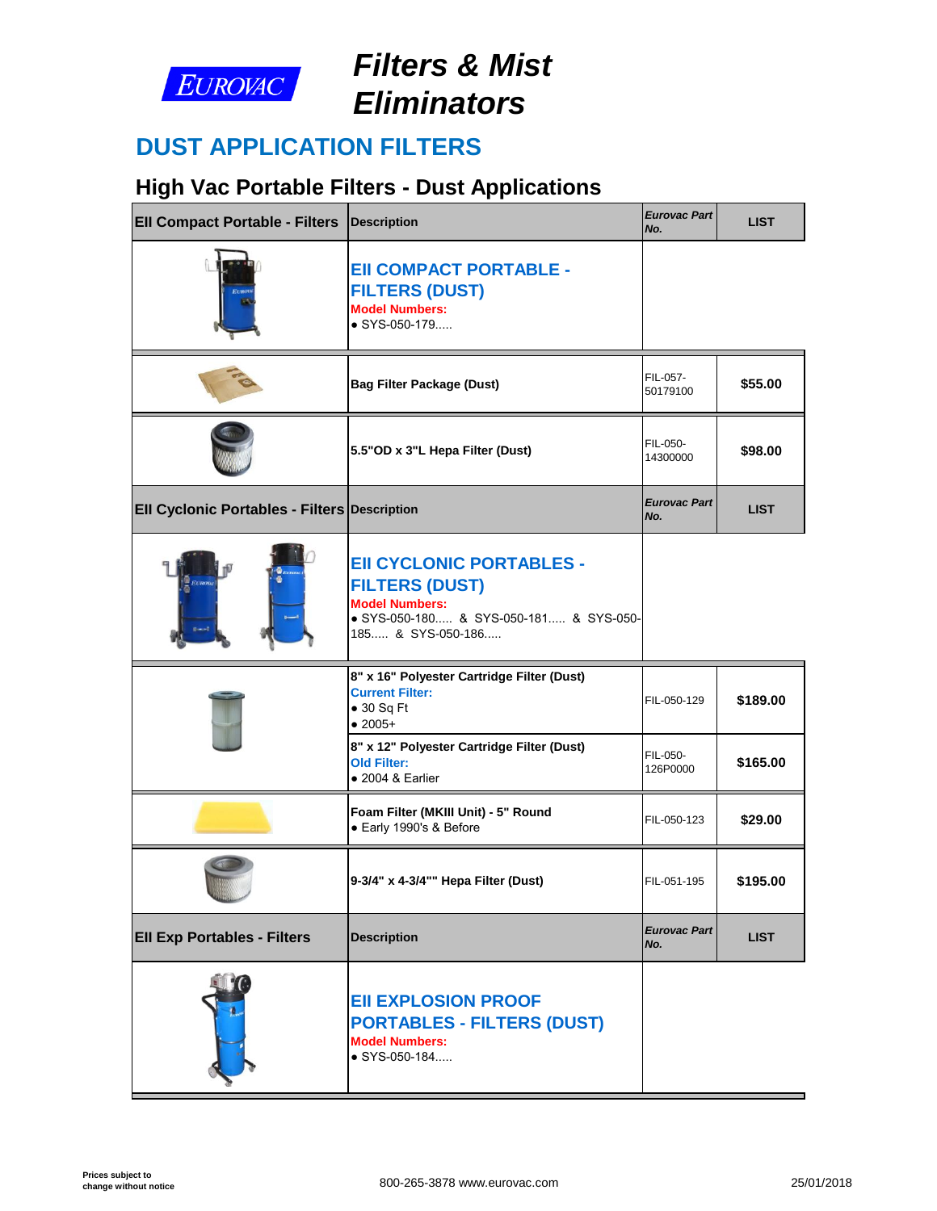# Filters & Mist Eliminators

## DUST APPLICATION FILTERS

### High Vac Portable Filters - Dust Applications

| EII Compact Portable - Filters | Description | *Eurovac Part No.* | LIST |
|---|---|---|---|
| | **EII COMPACT PORTABLE - FILTERS (DUST)**<br>**Model Numbers:**<br>• SYS-050-179..... | | |
| | **Bag Filter Package (Dust)** | FIL-057-50179100 | **$55.00** |
| | **5.5"OD x 3"L Hepa Filter (Dust)** | FIL-050-14300000 | **$98.00** |
| **EII Cyclonic Portables - Filters** | **Description** | ***Eurovac Part No.*** | **LIST** |
| | **EII CYCLONIC PORTABLES - FILTERS (DUST)**<br>**Model Numbers:**<br>• SYS-050-180..... & SYS-050-181..... & SYS-050-185..... & SYS-050-186..... | | |
| | **8" x 16" Polyester Cartridge Filter (Dust)**<br>**Current Filter:**<br>• 30 Sq Ft<br>• 2005+ | FIL-050-129 | **$189.00** |
| | **8" x 12" Polyester Cartridge Filter (Dust)**<br>**Old Filter:**<br>• 2004 & Earlier | FIL-050-126P0000 | **$165.00** |
| | **Foam Filter (MKIII Unit) - 5" Round**<br>• Early 1990's & Before | FIL-050-123 | **$29.00** |
| | **9-3/4" x 4-3/4"" Hepa Filter (Dust)** | FIL-051-195 | **$195.00** |
| **EII Exp Portables - Filters** | **Description** | ***Eurovac Part No.*** | **LIST** |
| | **EII EXPLOSION PROOF PORTABLES - FILTERS (DUST)**<br>**Model Numbers:**<br>• SYS-050-184..... | | |

**Prices subject to change without notice**

800-265-3878 www.eurovac.com

25/01/2018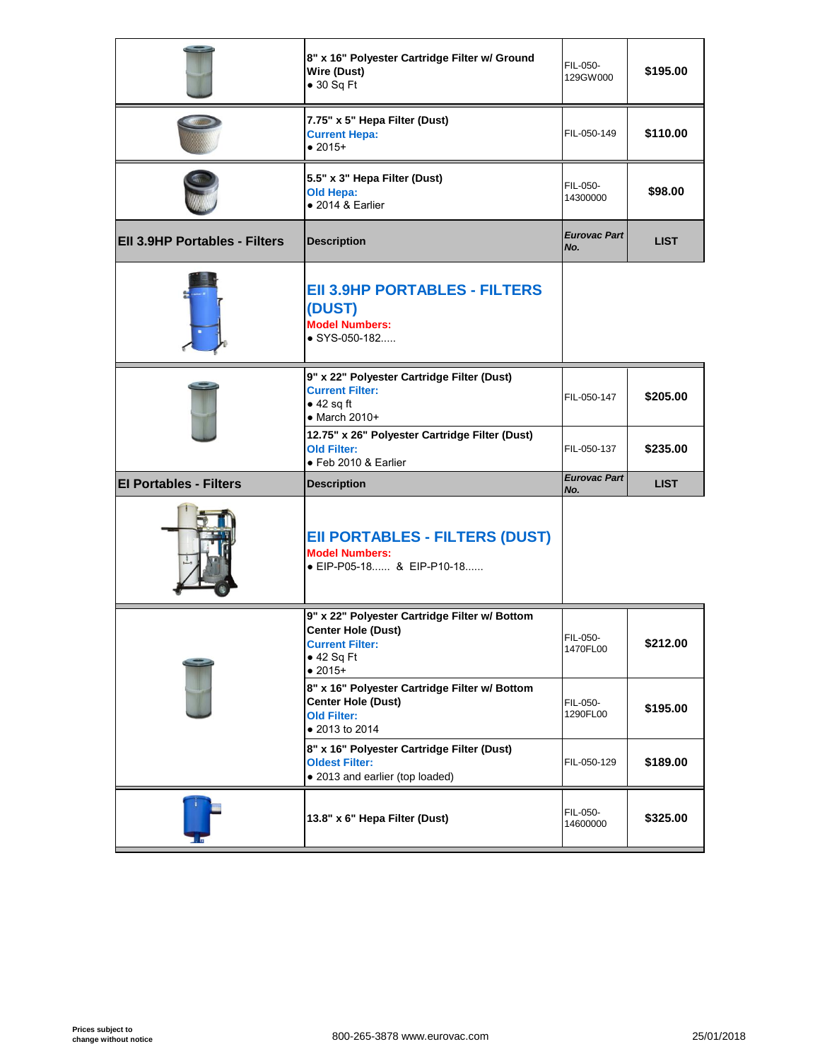| | | | |
|---|---|---|---|
| | **8" x 16" Polyester Cartridge Filter w/ Ground Wire (Dust)**<br>• 30 Sq Ft | FIL-050-129GW000 | **$195.00** |
| | **7.75" x 5" Hepa Filter (Dust)**<br>**Current Hepa:**<br>• 2015+ | FIL-050-149 | **$110.00** |
| | **5.5" x 3" Hepa Filter (Dust)**<br>**Old Hepa:**<br>• 2014 & Earlier | FIL-050-14300000 | **$98.00** |

| EII 3.9HP Portables - Filters | Description | *Eurovac Part No.* | LIST |
|---|---|---|---|
| | **EII 3.9HP PORTABLES - FILTERS (DUST)**<br>**Model Numbers:**<br>• SYS-050-182..... | | |
| | **9" x 22" Polyester Cartridge Filter (Dust)**<br>**Current Filter:**<br>• 42 sq ft<br>• March 2010+ | FIL-050-147 | **$205.00** |
| | **12.75" x 26" Polyester Cartridge Filter (Dust)**<br>**Old Filter:**<br>• Feb 2010 & Earlier | FIL-050-137 | **$235.00** |

| EI Portables - Filters | Description | *Eurovac Part No.* | LIST |
|---|---|---|---|
| | **EII PORTABLES - FILTERS (DUST)**<br>**Model Numbers:**<br>• EIP-P05-18...... & EIP-P10-18...... | | |
| | **9" x 22" Polyester Cartridge Filter w/ Bottom Center Hole (Dust)**<br>**Current Filter:**<br>• 42 Sq Ft<br>• 2015+ | FIL-050-1470FL00 | **$212.00** |
| | **8" x 16" Polyester Cartridge Filter w/ Bottom Center Hole (Dust)**<br>**Old Filter:**<br>• 2013 to 2014 | FIL-050-1290FL00 | **$195.00** |
| | **8" x 16" Polyester Cartridge Filter (Dust)**<br>**Oldest Filter:**<br>• 2013 and earlier (top loaded) | FIL-050-129 | **$189.00** |
| | **13.8" x 6" Hepa Filter (Dust)** | FIL-050-14600000 | **$325.00** |

**Prices subject to change without notice**

800-265-3878 www.eurovac.com

25/01/2018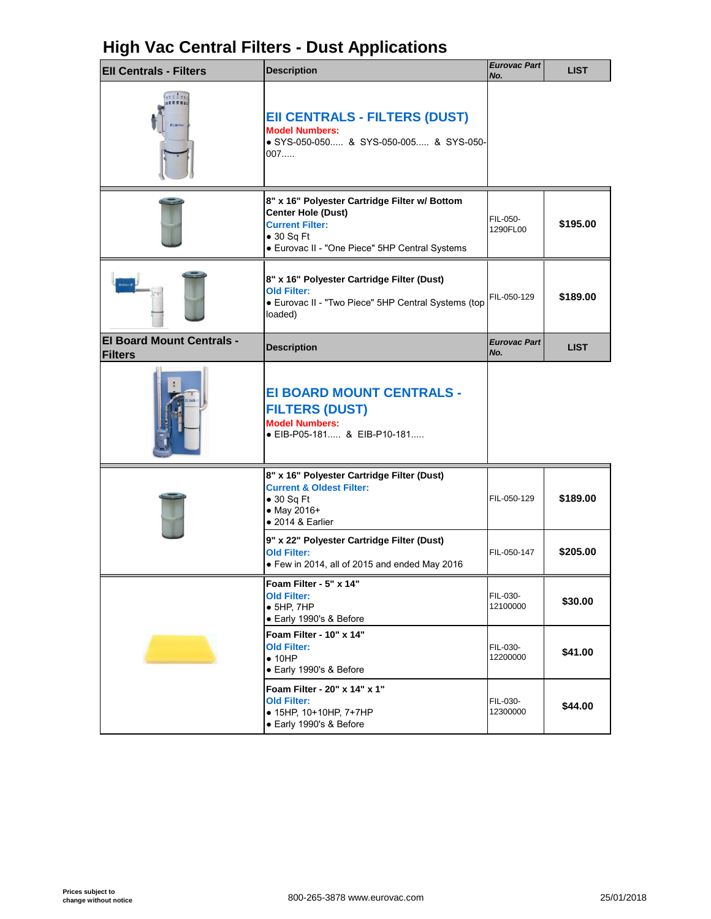# High Vac Central Filters - Dust Applications

| EII Centrals - Filters | Description | Eurovac Part No. | LIST |
|---|---|---|---|
| | **EII CENTRALS - FILTERS (DUST)**<br>**Model Numbers:**<br>● SYS-050-050..... & SYS-050-005..... & SYS-050-007..... | | |
| | **8" x 16" Polyester Cartridge Filter w/ Bottom Center Hole (Dust)**<br>**Current Filter:**<br>● 30 Sq Ft<br>● Eurovac II - "One Piece" 5HP Central Systems | FIL-050-1290FL00 | **$195.00** |
| | **8" x 16" Polyester Cartridge Filter (Dust)**<br>**Old Filter:**<br>● Eurovac II - "Two Piece" 5HP Central Systems (top loaded) | FIL-050-129 | **$189.00** |

| EI Board Mount Centrals - Filters | Description | Eurovac Part No. | LIST |
|---|---|---|---|
| | **EI BOARD MOUNT CENTRALS - FILTERS (DUST)**<br>**Model Numbers:**<br>● EIB-P05-181..... & EIB-P10-181..... | | |
| | **8" x 16" Polyester Cartridge Filter (Dust)**<br>**Current & Oldest Filter:**<br>● 30 Sq Ft<br>● May 2016+<br>● 2014 & Earlier | FIL-050-129 | **$189.00** |
| | **9" x 22" Polyester Cartridge Filter (Dust)**<br>**Old Filter:**<br>● Few in 2014, all of 2015 and ended May 2016 | FIL-050-147 | **$205.00** |
| | **Foam Filter - 5" x 14"**<br>**Old Filter:**<br>● 5HP, 7HP<br>● Early 1990's & Before | FIL-030-12100000 | **$30.00** |
| | **Foam Filter - 10" x 14"**<br>**Old Filter:**<br>● 10HP<br>● Early 1990's & Before | FIL-030-12200000 | **$41.00** |
| | **Foam Filter - 20" x 14" x 1"**<br>**Old Filter:**<br>● 15HP, 10+10HP, 7+7HP<br>● Early 1990's & Before | FIL-030-12300000 | **$44.00** |

**Prices subject to change without notice**

800-265-3878 www.eurovac.com

25/01/2018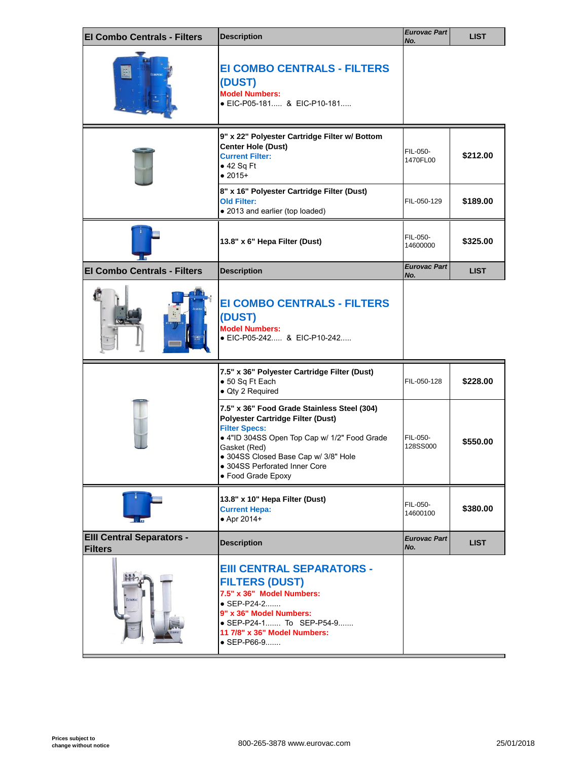| EI Combo Centrals - Filters | Description | Eurovac Part No. | LIST |
|---|---|---|---|
| | **EI COMBO CENTRALS - FILTERS (DUST)**<br>**Model Numbers:**<br>• EIC-P05-181..... & EIC-P10-181..... | | |
| | **9" x 22" Polyester Cartridge Filter w/ Bottom Center Hole (Dust)**<br>**Current Filter:**<br>• 42 Sq Ft<br>• 2015+ | FIL-050-1470FL00 | **$212.00** |
| | **8" x 16" Polyester Cartridge Filter (Dust)**<br>**Old Filter:**<br>• 2013 and earlier (top loaded) | FIL-050-129 | **$189.00** |
| | **13.8" x 6" Hepa Filter (Dust)** | FIL-050-14600000 | **$325.00** |

| EI Combo Centrals - Filters | Description | Eurovac Part No. | LIST |
|---|---|---|---|
| | **EI COMBO CENTRALS - FILTERS (DUST)**<br>**Model Numbers:**<br>• EIC-P05-242..... & EIC-P10-242..... | | |
| | **7.5" x 36" Polyester Cartridge Filter (Dust)**<br>• 50 Sq Ft Each<br>• Qty 2 Required | FIL-050-128 | **$228.00** |
| | **7.5" x 36" Food Grade Stainless Steel (304) Polyester Cartridge Filter (Dust)**<br>**Filter Specs:**<br>• 4"ID 304SS Open Top Cap w/ 1/2" Food Grade Gasket (Red)<br>• 304SS Closed Base Cap w/ 3/8" Hole<br>• 304SS Perforated Inner Core<br>• Food Grade Epoxy | FIL-050-128SS000 | **$550.00** |
| | **13.8" x 10" Hepa Filter (Dust)**<br>**Current Hepa:**<br>• Apr 2014+ | FIL-050-14600100 | **$380.00** |

| EIII Central Separators - Filters | Description | Eurovac Part No. | LIST |
|---|---|---|---|
| | **EIII CENTRAL SEPARATORS - FILTERS (DUST)**<br>**7.5" x 36" Model Numbers:**<br>• SEP-P24-2.......<br>**9" x 36" Model Numbers:**<br>• SEP-P24-1....... To SEP-P54-9.......<br>**11 7/8" x 36" Model Numbers:**<br>• SEP-P66-9....... | | |

Prices subject to change without notice

800-265-3878 www.eurovac.com

25/01/2018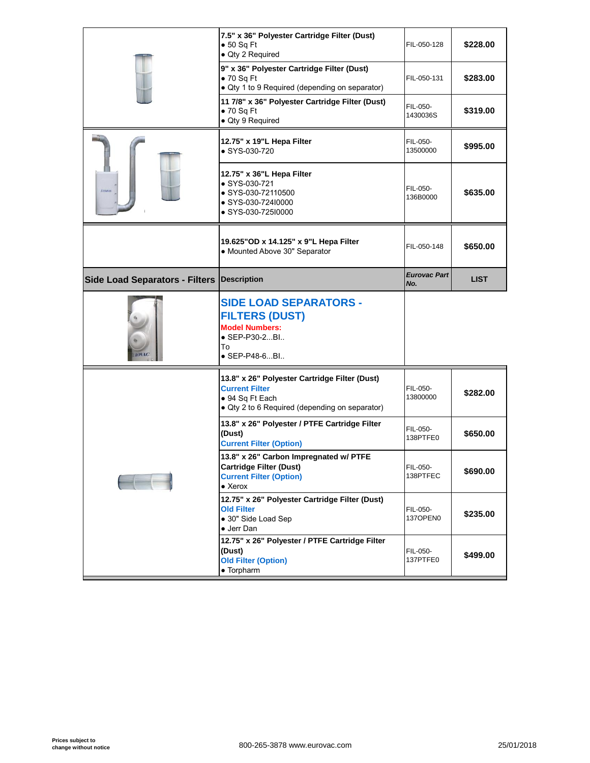| | Description | Eurovac Part No. | LIST |
|---|---|---|---|
| | **7.5" x 36" Polyester Cartridge Filter (Dust)**<br>• 50 Sq Ft<br>• Qty 2 Required | FIL-050-128 | **$228.00** |
| | **9" x 36" Polyester Cartridge Filter (Dust)**<br>• 70 Sq Ft<br>• Qty 1 to 9 Required (depending on separator) | FIL-050-131 | **$283.00** |
| | **11 7/8" x 36" Polyester Cartridge Filter (Dust)**<br>• 70 Sq Ft<br>• Qty 9 Required | FIL-050-1430036S | **$319.00** |
| | **12.75" x 19"L Hepa Filter**<br>• SYS-030-720 | FIL-050-13500000 | **$995.00** |
| | **12.75" x 36"L Hepa Filter**<br>• SYS-030-721<br>• SYS-030-72110500<br>• SYS-030-724I0000<br>• SYS-030-725I0000 | FIL-050-136B0000 | **$635.00** |
| | **19.625"OD x 14.125" x 9"L Hepa Filter**<br>• Mounted Above 30" Separator | FIL-050-148 | **$650.00** |

| Side Load Separators - Filters | Description | *Eurovac Part No.* | LIST |
|---|---|---|---|
| | **SIDE LOAD SEPARATORS - FILTERS (DUST)**<br>**Model Numbers:**<br>• SEP-P30-2...BI..<br>To<br>• SEP-P48-6...BI.. | | |
| | **13.8" x 26" Polyester Cartridge Filter (Dust)**<br>**Current Filter**<br>• 94 Sq Ft Each<br>• Qty 2 to 6 Required (depending on separator) | FIL-050-13800000 | **$282.00** |
| | **13.8" x 26" Polyester / PTFE Cartridge Filter (Dust)**<br>**Current Filter (Option)** | FIL-050-138PTFE0 | **$650.00** |
| | **13.8" x 26" Carbon Impregnated w/ PTFE Cartridge Filter (Dust)**<br>**Current Filter (Option)**<br>• Xerox | FIL-050-138PTFEC | **$690.00** |
| | **12.75" x 26" Polyester Cartridge Filter (Dust)**<br>**Old Filter**<br>• 30" Side Load Sep<br>• Jerr Dan | FIL-050-137OPEN0 | **$235.00** |
| | **12.75" x 26" Polyester / PTFE Cartridge Filter (Dust)**<br>**Old Filter (Option)**<br>• Torpharm | FIL-050-137PTFE0 | **$499.00** |

**Prices subject to change without notice**

800-265-3878 www.eurovac.com

25/01/2018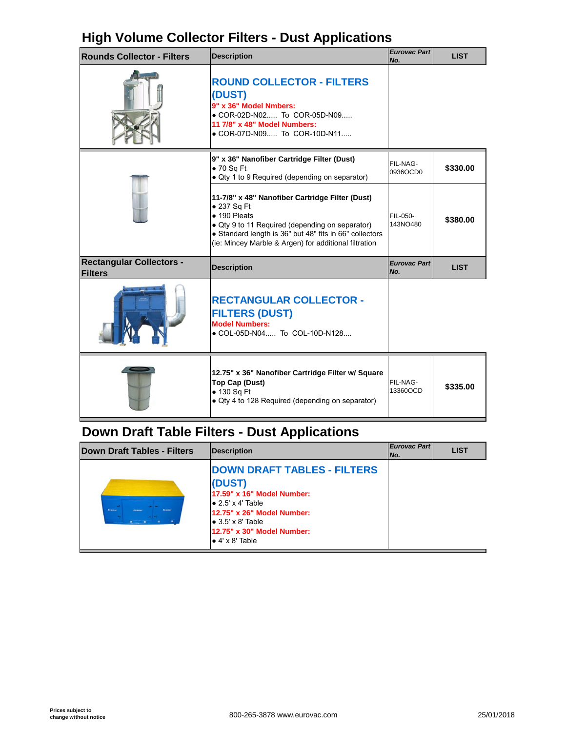## High Volume Collector Filters - Dust Applications

| Rounds Collector - Filters | Description | *Eurovac Part No.* | LIST |
|---|---|---|---|
| | **ROUND COLLECTOR - FILTERS (DUST)**<br>**9" x 36" Model Nmbers:**<br>● COR-02D-N02..... To COR-05D-N09.....<br>**11 7/8" x 48" Model Numbers:**<br>● COR-07D-N09..... To COR-10D-N11..... | | |
| | **9" x 36" Nanofiber Cartridge Filter (Dust)**<br>● 70 Sq Ft<br>● Qty 1 to 9 Required (depending on separator) | FIL-NAG-0936OCD0 | **$330.00** |
| | **11-7/8" x 48" Nanofiber Cartridge Filter (Dust)**<br>● 237 Sq Ft<br>● 190 Pleats<br>● Qty 9 to 11 Required (depending on separator)<br>● Standard length is 36" but 48" fits in 66" collectors (ie: Mincey Marble & Argen) for additional filtration | FIL-050-143NO480 | **$380.00** |

| Rectangular Collectors - Filters | Description | *Eurovac Part No.* | LIST |
|---|---|---|---|
| | **RECTANGULAR COLLECTOR - FILTERS (DUST)**<br>**Model Numbers:**<br>● COL-05D-N04..... To COL-10D-N128.... | | |
| | **12.75" x 36" Nanofiber Cartridge Filter w/ Square Top Cap (Dust)**<br>● 130 Sq Ft<br>● Qty 4 to 128 Required (depending on separator) | FIL-NAG-13360OCD | **$335.00** |

## Down Draft Table Filters - Dust Applications

| Down Draft Tables - Filters | Description | *Eurovac Part No.* | LIST |
|---|---|---|---|
| | **DOWN DRAFT TABLES - FILTERS (DUST)**<br>**17.59" x 16" Model Number:**<br>● 2.5' x 4' Table<br>**12.75" x 26" Model Number:**<br>● 3.5' x 8' Table<br>**12.75" x 30" Model Number:**<br>● 4' x 8' Table | | |

**Prices subject to change without notice**

800-265-3878 www.eurovac.com

25/01/2018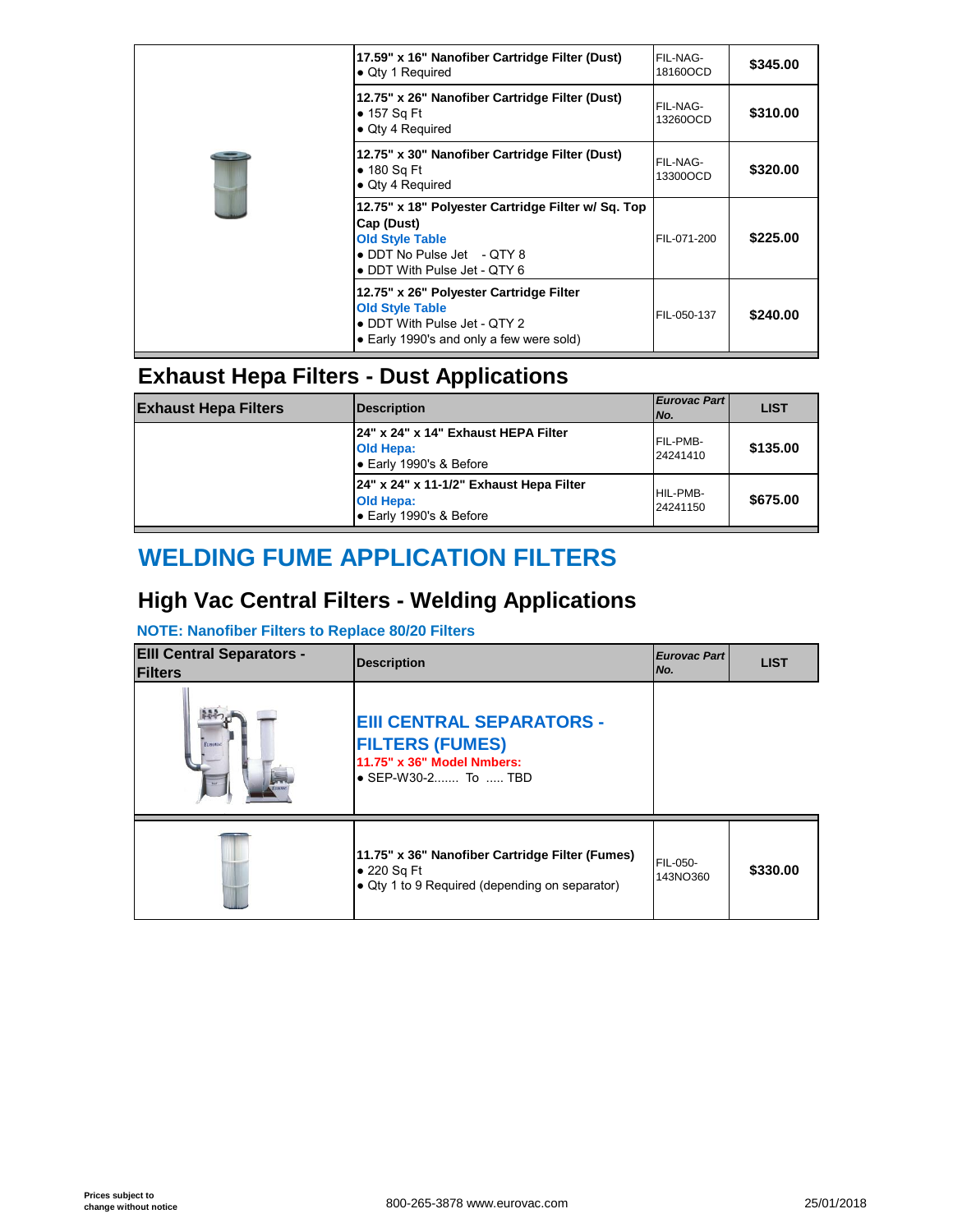| | | | |
|---|---|---|---|
| | **17.59" x 16" Nanofiber Cartridge Filter (Dust)**<br>• Qty 1 Required | FIL-NAG-18160OCD | **$345.00** |
| | **12.75" x 26" Nanofiber Cartridge Filter (Dust)**<br>• 157 Sq Ft<br>• Qty 4 Required | FIL-NAG-13260OCD | **$310.00** |
| | **12.75" x 30" Nanofiber Cartridge Filter (Dust)**<br>• 180 Sq Ft<br>• Qty 4 Required | FIL-NAG-13300OCD | **$320.00** |
| | **12.75" x 18" Polyester Cartridge Filter w/ Sq. Top Cap (Dust)**<br>**Old Style Table**<br>• DDT No Pulse Jet - QTY 8<br>• DDT With Pulse Jet - QTY 6 | FIL-071-200 | **$225.00** |
| | **12.75" x 26" Polyester Cartridge Filter**<br>**Old Style Table**<br>• DDT With Pulse Jet - QTY 2<br>• Early 1990's and only a few were sold) | FIL-050-137 | **$240.00** |

## Exhaust Hepa Filters - Dust Applications

| Exhaust Hepa Filters | Description | *Eurovac Part No.* | LIST |
|---|---|---|---|
| | **24" x 24" x 14" Exhaust HEPA Filter**<br>**Old Hepa:**<br>• Early 1990's & Before | FIL-PMB-24241410 | **$135.00** |
| | **24" x 24" x 11-1/2" Exhaust Hepa Filter**<br>**Old Hepa:**<br>• Early 1990's & Before | HIL-PMB-24241150 | **$675.00** |

# WELDING FUME APPLICATION FILTERS

## High Vac Central Filters - Welding Applications

**NOTE: Nanofiber Filters to Replace 80/20 Filters**

| EIII Central Separators - Filters | Description | *Eurovac Part No.* | LIST |
|---|---|---|---|
| | **EIII CENTRAL SEPARATORS - FILTERS (FUMES)**<br>**11.75" x 36" Model Nmbers:**<br>• SEP-W30-2....... To ..... TBD | | |
| | **11.75" x 36" Nanofiber Cartridge Filter (Fumes)**<br>• 220 Sq Ft<br>• Qty 1 to 9 Required (depending on separator) | FIL-050-143NO360 | **$330.00** |

Prices subject to change without notice

800-265-3878 www.eurovac.com

25/01/2018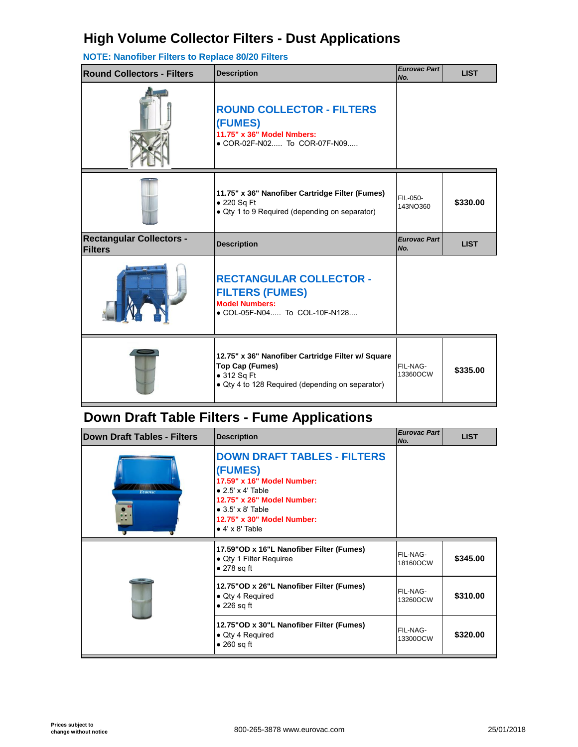# High Volume Collector Filters - Dust Applications

**NOTE: Nanofiber Filters to Replace 80/20 Filters**

| Round Collectors - Filters | Description | *Eurovac Part No.* | LIST |
|---|---|---|---|
| | **ROUND COLLECTOR - FILTERS (FUMES)**<br>**11.75" x 36" Model Nmbers:**<br>● COR-02F-N02..... To COR-07F-N09..... | | |
| | **11.75" x 36" Nanofiber Cartridge Filter (Fumes)**<br>● 220 Sq Ft<br>● Qty 1 to 9 Required (depending on separator) | FIL-050-143NO360 | **$330.00** |

| Rectangular Collectors - Filters | Description | *Eurovac Part No.* | LIST |
|---|---|---|---|
| | **RECTANGULAR COLLECTOR - FILTERS (FUMES)**<br>**Model Numbers:**<br>● COL-05F-N04..... To COL-10F-N128.... | | |
| | **12.75" x 36" Nanofiber Cartridge Filter w/ Square Top Cap (Fumes)**<br>● 312 Sq Ft<br>● Qty 4 to 128 Required (depending on separator) | FIL-NAG-13360OCW | **$335.00** |

# Down Draft Table Filters - Fume Applications

| Down Draft Tables - Filters | Description | *Eurovac Part No.* | LIST |
|---|---|---|---|
| | **DOWN DRAFT TABLES - FILTERS (FUMES)**<br>**17.59" x 16" Model Number:**<br>● 2.5' x 4' Table<br>**12.75" x 26" Model Number:**<br>● 3.5' x 8' Table<br>**12.75" x 30" Model Number:**<br>● 4' x 8' Table | | |
| | **17.59"OD x 16"L Nanofiber Filter (Fumes)**<br>● Qty 1 Filter Requiree<br>● 278 sq ft | FIL-NAG-18160OCW | **$345.00** |
| | **12.75"OD x 26"L Nanofiber Filter (Fumes)**<br>● Qty 4 Required<br>● 226 sq ft | FIL-NAG-13260OCW | **$310.00** |
| | **12.75"OD x 30"L Nanofiber Filter (Fumes)**<br>● Qty 4 Required<br>● 260 sq ft | FIL-NAG-13300OCW | **$320.00** |

**Prices subject to change without notice**

800-265-3878 www.eurovac.com

25/01/2018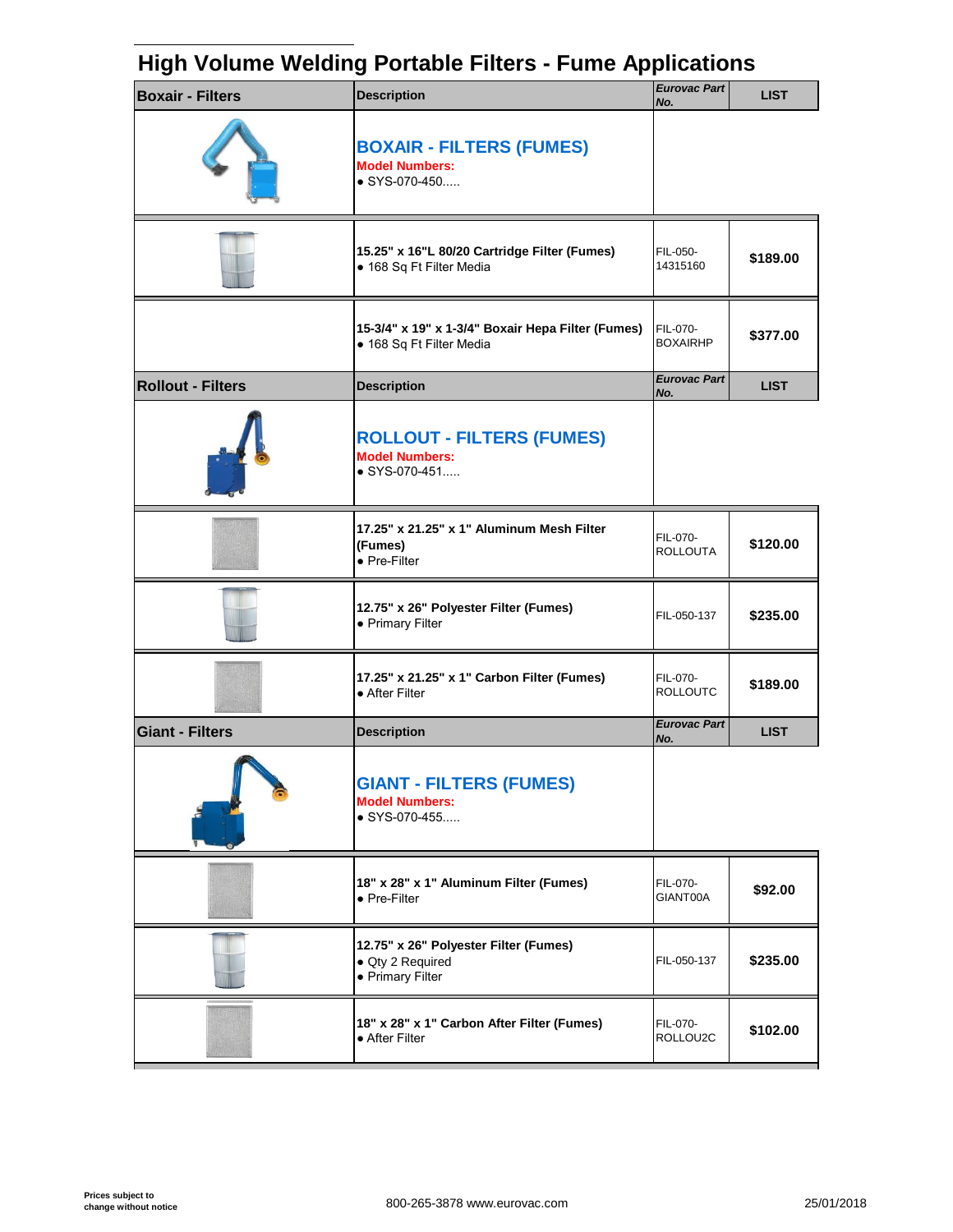# High Volume Welding Portable Filters - Fume Applications

| Boxair - Filters | Description | Eurovac Part No. | LIST |
| --- | --- | --- | --- |
| | **BOXAIR - FILTERS (FUMES)**<br>**Model Numbers:**<br>• SYS-070-450..... | | |
| | **15.25" x 16"L 80/20 Cartridge Filter (Fumes)**<br>• 168 Sq Ft Filter Media | FIL-050-14315160 | **$189.00** |
| | **15-3/4" x 19" x 1-3/4" Boxair Hepa Filter (Fumes)**<br>• 168 Sq Ft Filter Media | FIL-070-BOXAIRHP | **$377.00** |
| **Rollout - Filters** | **Description** | **Eurovac Part No.** | **LIST** |
| | **ROLLOUT - FILTERS (FUMES)**<br>**Model Numbers:**<br>• SYS-070-451..... | | |
| | **17.25" x 21.25" x 1" Aluminum Mesh Filter (Fumes)**<br>• Pre-Filter | FIL-070-ROLLOUTA | **$120.00** |
| | **12.75" x 26" Polyester Filter (Fumes)**<br>• Primary Filter | FIL-050-137 | **$235.00** |
| | **17.25" x 21.25" x 1" Carbon Filter (Fumes)**<br>• After Filter | FIL-070-ROLLOUTC | **$189.00** |
| **Giant - Filters** | **Description** | **Eurovac Part No.** | **LIST** |
| | **GIANT - FILTERS (FUMES)**<br>**Model Numbers:**<br>• SYS-070-455..... | | |
| | **18" x 28" x 1" Aluminum Filter (Fumes)**<br>• Pre-Filter | FIL-070-GIANT00A | **$92.00** |
| | **12.75" x 26" Polyester Filter (Fumes)**<br>• Qty 2 Required<br>• Primary Filter | FIL-050-137 | **$235.00** |
| | **18" x 28" x 1" Carbon After Filter (Fumes)**<br>• After Filter | FIL-070-ROLLOU2C | **$102.00** |

**Prices subject to change without notice**

800-265-3878 www.eurovac.com

25/01/2018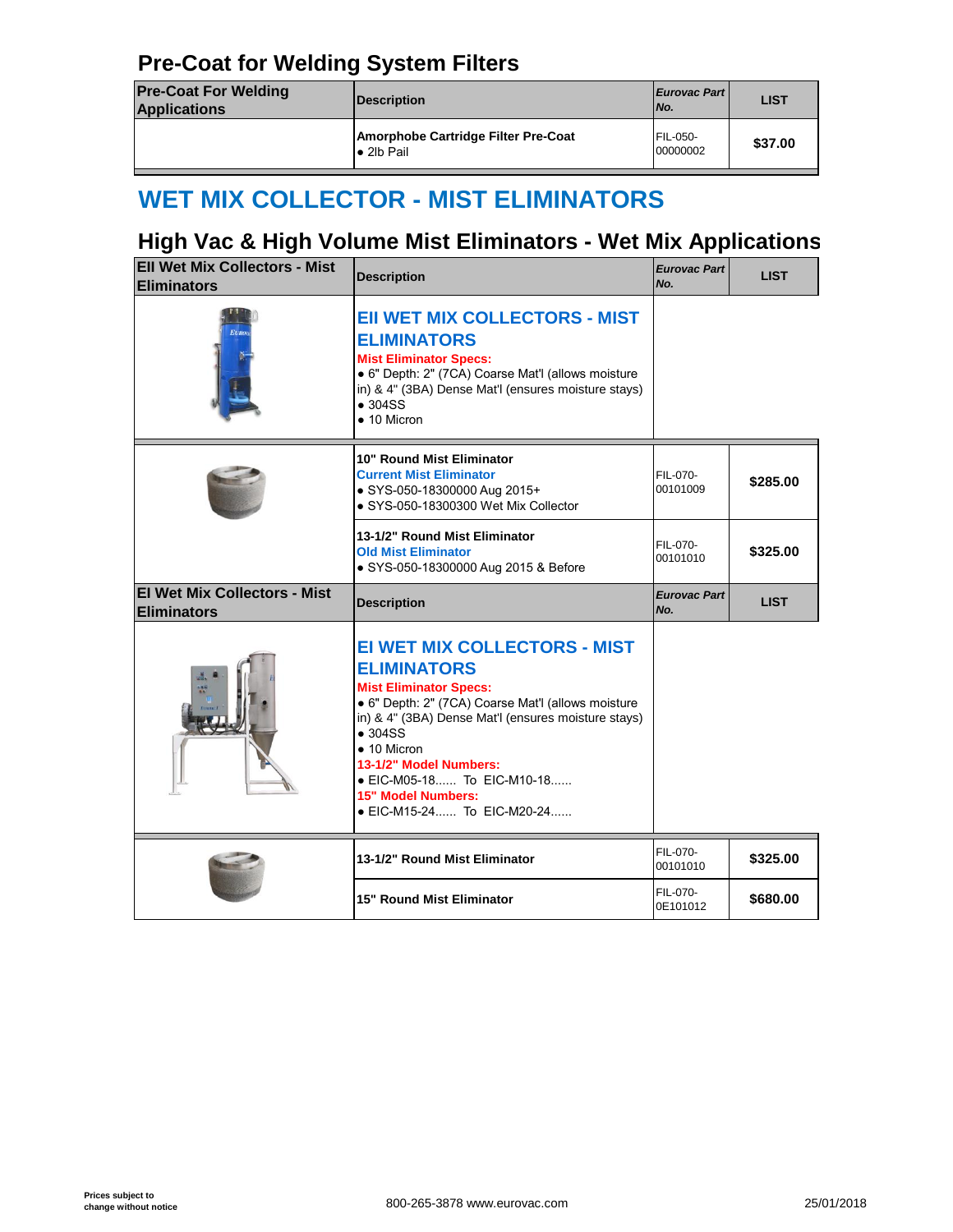## Pre-Coat for Welding System Filters

| Pre-Coat For Welding Applications | Description | *Eurovac Part No.* | LIST |
|---|---|---|---|
| | **Amorphobe Cartridge Filter Pre-Coat**<br>● 2lb Pail | FIL-050-00000002 | **$37.00** |

# WET MIX COLLECTOR - MIST ELIMINATORS

## High Vac & High Volume Mist Eliminators - Wet Mix Applications

| EII Wet Mix Collectors - Mist Eliminators | Description | *Eurovac Part No.* | LIST |
|---|---|---|---|
| | **EII WET MIX COLLECTORS - MIST ELIMINATORS**<br>**Mist Eliminator Specs:**<br>● 6" Depth: 2" (7CA) Coarse Mat'l (allows moisture in) & 4" (3BA) Dense Mat'l (ensures moisture stays)<br>● 304SS<br>● 10 Micron | | |
| | **10" Round Mist Eliminator**<br>**Current Mist Eliminator**<br>● SYS-050-18300000 Aug 2015+<br>● SYS-050-18300300 Wet Mix Collector | FIL-070-00101009 | **$285.00** |
| | **13-1/2" Round Mist Eliminator**<br>**Old Mist Eliminator**<br>● SYS-050-18300000 Aug 2015 & Before | FIL-070-00101010 | **$325.00** |

| EI Wet Mix Collectors - Mist Eliminators | Description | *Eurovac Part No.* | LIST |
|---|---|---|---|
| | **EI WET MIX COLLECTORS - MIST ELIMINATORS**<br>**Mist Eliminator Specs:**<br>● 6" Depth: 2" (7CA) Coarse Mat'l (allows moisture in) & 4" (3BA) Dense Mat'l (ensures moisture stays)<br>● 304SS<br>● 10 Micron<br>**13-1/2" Model Numbers:**<br>● EIC-M05-18...... To EIC-M10-18......<br>**15" Model Numbers:**<br>● EIC-M15-24...... To EIC-M20-24...... | | |
| | **13-1/2" Round Mist Eliminator** | FIL-070-00101010 | **$325.00** |
| | **15" Round Mist Eliminator** | FIL-070-0E101012 | **$680.00** |

Prices subject to change without notice

800-265-3878 www.eurovac.com

25/01/2018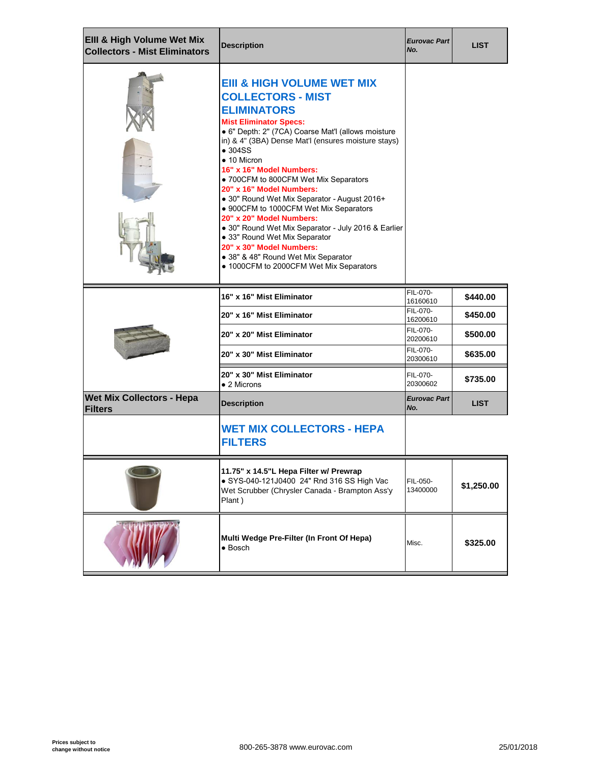| EIII & High Volume Wet Mix Collectors - Mist Eliminators | Description | *Eurovac Part No.* | LIST |
|---|---|---|---|
| | **EIII & HIGH VOLUME WET MIX COLLECTORS - MIST ELIMINATORS**<br>**Mist Eliminator Specs:**<br>• 6" Depth: 2" (7CA) Coarse Mat'l (allows moisture in) & 4" (3BA) Dense Mat'l (ensures moisture stays)<br>• 304SS<br>• 10 Micron<br>**16" x 16" Model Numbers:**<br>• 700CFM to 800CFM Wet Mix Separators<br>**20" x 16" Model Numbers:**<br>• 30" Round Wet Mix Separator - August 2016+<br>• 900CFM to 1000CFM Wet Mix Separators<br>**20" x 20" Model Numbers:**<br>• 30" Round Wet Mix Separator - July 2016 & Earlier<br>• 33" Round Wet Mix Separator<br>**20" x 30" Model Numbers:**<br>• 38" & 48" Round Wet Mix Separator<br>• 1000CFM to 2000CFM Wet Mix Separators | | |
| | **16" x 16" Mist Eliminator** | FIL-070-16160610 | **$440.00** |
| | **20" x 16" Mist Eliminator** | FIL-070-16200610 | **$450.00** |
| | **20" x 20" Mist Eliminator** | FIL-070-20200610 | **$500.00** |
| | **20" x 30" Mist Eliminator** | FIL-070-20300610 | **$635.00** |
| | **20" x 30" Mist Eliminator**<br>• 2 Microns | FIL-070-20300602 | **$735.00** |

| Wet Mix Collectors - Hepa Filters | Description | *Eurovac Part No.* | LIST |
|---|---|---|---|
| | **WET MIX COLLECTORS - HEPA FILTERS** | | |
| | **11.75" x 14.5"L Hepa Filter w/ Prewrap**<br>• SYS-040-121J0400 24" Rnd 316 SS High Vac Wet Scrubber (Chrysler Canada - Brampton Ass'y Plant ) | FIL-050-13400000 | **$1,250.00** |
| | **Multi Wedge Pre-Filter (In Front Of Hepa)**<br>• Bosch | Misc. | **$325.00** |

**Prices subject to change without notice**

800-265-3878 www.eurovac.com

25/01/2018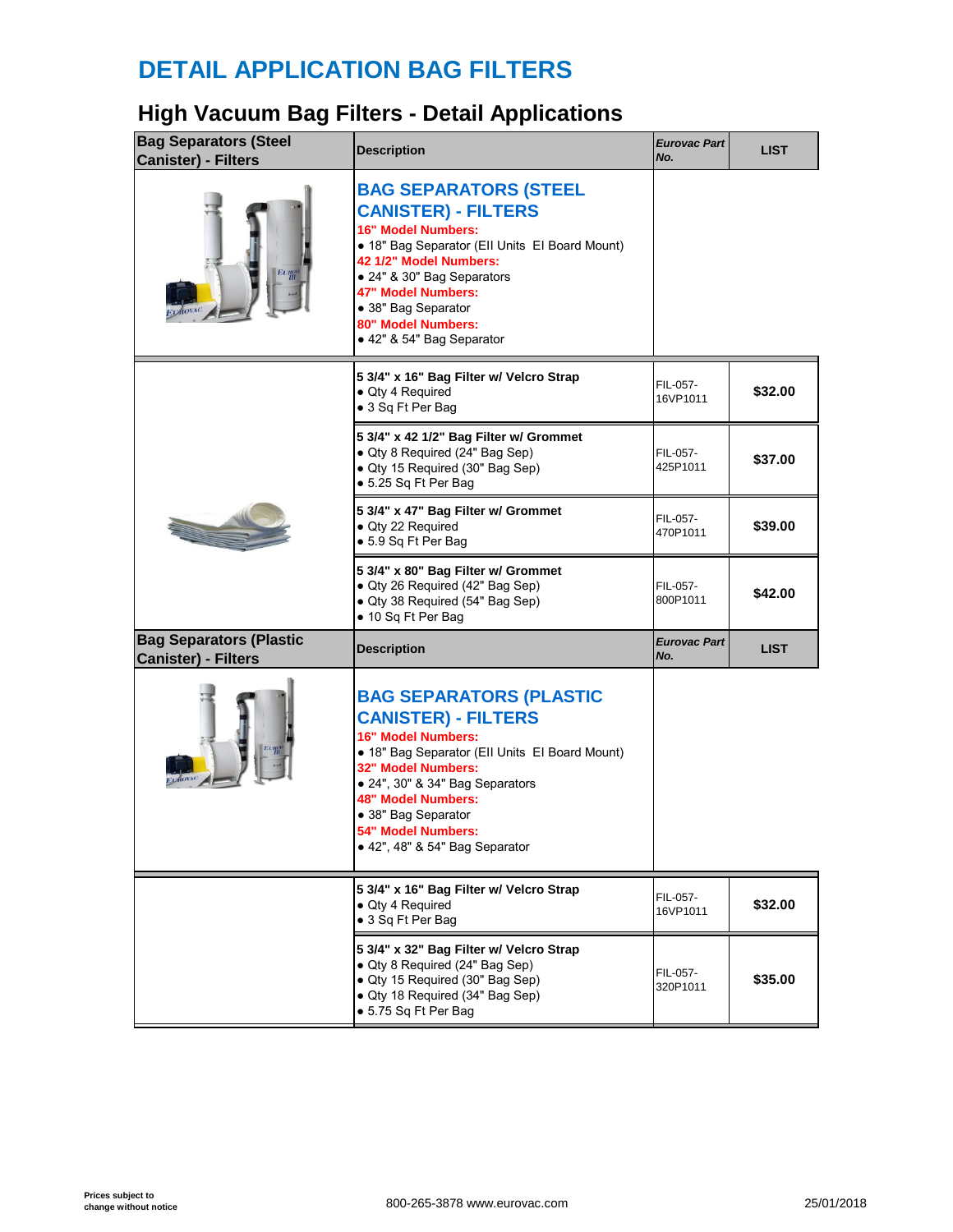# DETAIL APPLICATION BAG FILTERS

## High Vacuum Bag Filters - Detail Applications

| Bag Separators (Steel Canister) - Filters | Description | *Eurovac Part No.* | LIST |
|---|---|---|---|
| | **BAG SEPARATORS (STEEL CANISTER) - FILTERS**<br>**16" Model Numbers:**<br>• 18" Bag Separator (EII Units EI Board Mount)<br>**42 1/2" Model Numbers:**<br>• 24" & 30" Bag Separators<br>**47" Model Numbers:**<br>• 38" Bag Separator<br>**80" Model Numbers:**<br>• 42" & 54" Bag Separator | | |
| | **5 3/4" x 16" Bag Filter w/ Velcro Strap**<br>• Qty 4 Required<br>• 3 Sq Ft Per Bag | FIL-057-16VP1011 | **$32.00** |
| | **5 3/4" x 42 1/2" Bag Filter w/ Grommet**<br>• Qty 8 Required (24" Bag Sep)<br>• Qty 15 Required (30" Bag Sep)<br>• 5.25 Sq Ft Per Bag | FIL-057-425P1011 | **$37.00** |
| | **5 3/4" x 47" Bag Filter w/ Grommet**<br>• Qty 22 Required<br>• 5.9 Sq Ft Per Bag | FIL-057-470P1011 | **$39.00** |
| | **5 3/4" x 80" Bag Filter w/ Grommet**<br>• Qty 26 Required (42" Bag Sep)<br>• Qty 38 Required (54" Bag Sep)<br>• 10 Sq Ft Per Bag | FIL-057-800P1011 | **$42.00** |
| **Bag Separators (Plastic Canister) - Filters** | **Description** | ***Eurovac Part No.*** | **LIST** |
| | **BAG SEPARATORS (PLASTIC CANISTER) - FILTERS**<br>**16" Model Numbers:**<br>• 18" Bag Separator (EII Units EI Board Mount)<br>**32" Model Numbers:**<br>• 24", 30" & 34" Bag Separators<br>**48" Model Numbers:**<br>• 38" Bag Separator<br>**54" Model Numbers:**<br>• 42", 48" & 54" Bag Separator | | |
| | **5 3/4" x 16" Bag Filter w/ Velcro Strap**<br>• Qty 4 Required<br>• 3 Sq Ft Per Bag | FIL-057-16VP1011 | **$32.00** |
| | **5 3/4" x 32" Bag Filter w/ Velcro Strap**<br>• Qty 8 Required (24" Bag Sep)<br>• Qty 15 Required (30" Bag Sep)<br>• Qty 18 Required (34" Bag Sep)<br>• 5.75 Sq Ft Per Bag | FIL-057-320P1011 | **$35.00** |

**Prices subject to change without notice**

800-265-3878 www.eurovac.com

25/01/2018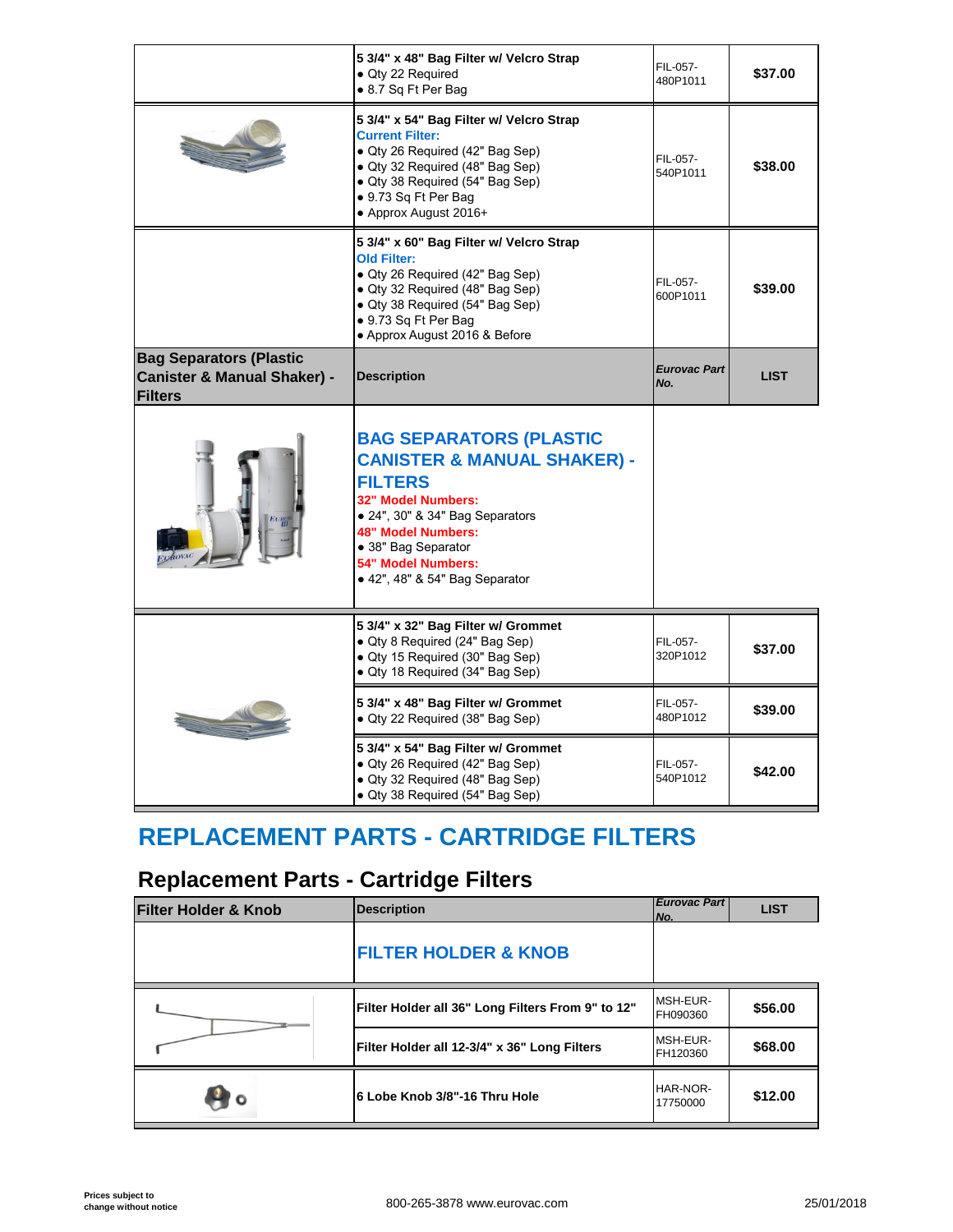| | | | |
|---|---|---|---|
| | **5 3/4" x 48" Bag Filter w/ Velcro Strap**<br>• Qty 22 Required<br>• 8.7 Sq Ft Per Bag | FIL-057-480P1011 | **$37.00** |
| | **5 3/4" x 54" Bag Filter w/ Velcro Strap**<br>**Current Filter:**<br>• Qty 26 Required (42" Bag Sep)<br>• Qty 32 Required (48" Bag Sep)<br>• Qty 38 Required (54" Bag Sep)<br>• 9.73 Sq Ft Per Bag<br>• Approx August 2016+ | FIL-057-540P1011 | **$38.00** |
| | **5 3/4" x 60" Bag Filter w/ Velcro Strap**<br>**Old Filter:**<br>• Qty 26 Required (42" Bag Sep)<br>• Qty 32 Required (48" Bag Sep)<br>• Qty 38 Required (54" Bag Sep)<br>• 9.73 Sq Ft Per Bag<br>• Approx August 2016 & Before | FIL-057-600P1011 | **$39.00** |

| Bag Separators (Plastic Canister & Manual Shaker) - Filters | Description | *Eurovac Part No.* | LIST |
|---|---|---|---|
| | **BAG SEPARATORS (PLASTIC CANISTER & MANUAL SHAKER) - FILTERS**<br>**32" Model Numbers:**<br>• 24", 30" & 34" Bag Separators<br>**48" Model Numbers:**<br>• 38" Bag Separator<br>**54" Model Numbers:**<br>• 42", 48" & 54" Bag Separator | | |
| | **5 3/4" x 32" Bag Filter w/ Grommet**<br>• Qty 8 Required (24" Bag Sep)<br>• Qty 15 Required (30" Bag Sep)<br>• Qty 18 Required (34" Bag Sep) | FIL-057-320P1012 | **$37.00** |
| | **5 3/4" x 48" Bag Filter w/ Grommet**<br>• Qty 22 Required (38" Bag Sep) | FIL-057-480P1012 | **$39.00** |
| | **5 3/4" x 54" Bag Filter w/ Grommet**<br>• Qty 26 Required (42" Bag Sep)<br>• Qty 32 Required (48" Bag Sep)<br>• Qty 38 Required (54" Bag Sep) | FIL-057-540P1012 | **$42.00** |

# REPLACEMENT PARTS - CARTRIDGE FILTERS

## Replacement Parts - Cartridge Filters

| Filter Holder & Knob | Description | *Eurovac Part No.* | LIST |
|---|---|---|---|
| | **FILTER HOLDER & KNOB** | | |
| | **Filter Holder all 36" Long Filters From 9" to 12"** | MSH-EUR-FH090360 | **$56.00** |
| | **Filter Holder all 12-3/4" x 36" Long Filters** | MSH-EUR-FH120360 | **$68.00** |
| | **6 Lobe Knob 3/8"-16 Thru Hole** | HAR-NOR-17750000 | **$12.00** |

**Prices subject to change without notice**

800-265-3878 www.eurovac.com

25/01/2018